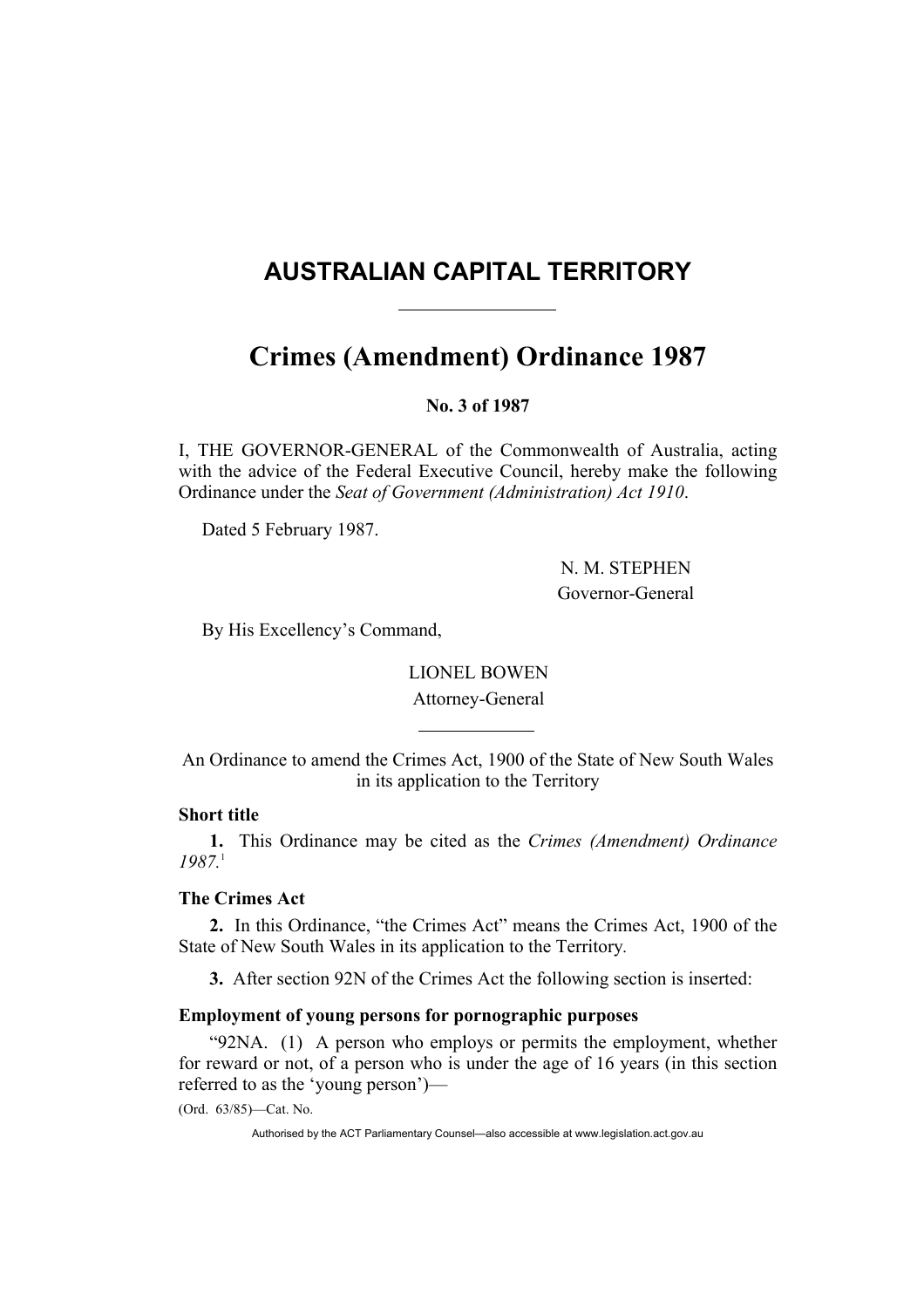# AUSTRALIAN CAPITAL TERRITORY

# Crimes (Amendment) Ordinance 1987

**No. 3 of 1987**

I, THE GOVERNOR-GENERAL of the Commonwealth of Australia, acting with the advice of the Federal Executive Council, hereby make the following Ordinance under the *Seat of Government (Administration) Act 1910*.

Dated 5 February 1987.

N. M. STEPHEN
Governor-General

By His Excellency's Command,

LIONEL BOWEN
Attorney-General

An Ordinance to amend the Crimes Act, 1900 of the State of New South Wales in its application to the Territory

**Short title**

**1.** This Ordinance may be cited as the *Crimes (Amendment) Ordinance 1987.*[1]

**The Crimes Act**

**2.** In this Ordinance, "the Crimes Act" means the Crimes Act, 1900 of the State of New South Wales in its application to the Territory.

**3.** After section 92N of the Crimes Act the following section is inserted:

**Employment of young persons for pornographic purposes**

"92NA. (1) A person who employs or permits the employment, whether for reward or not, of a person who is under the age of 16 years (in this section referred to as the 'young person')—

(Ord. 63/85)—Cat. No.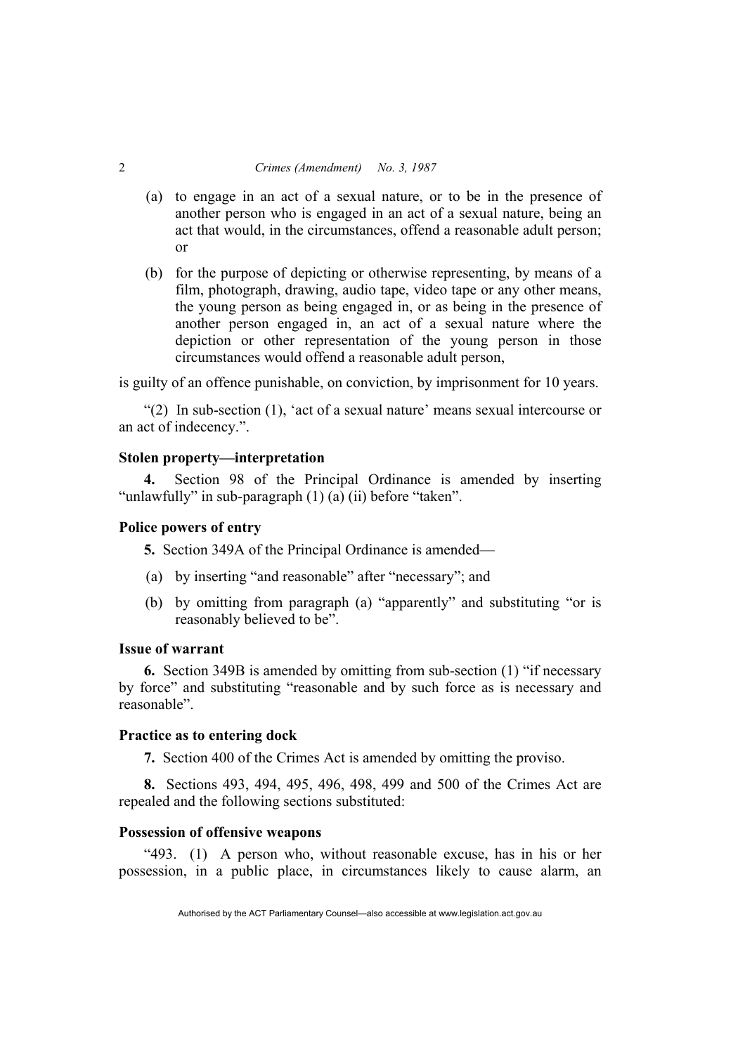(a) to engage in an act of a sexual nature, or to be in the presence of another person who is engaged in an act of a sexual nature, being an act that would, in the circumstances, offend a reasonable adult person; or

(b) for the purpose of depicting or otherwise representing, by means of a film, photograph, drawing, audio tape, video tape or any other means, the young person as being engaged in, or as being in the presence of another person engaged in, an act of a sexual nature where the depiction or other representation of the young person in those circumstances would offend a reasonable adult person,

is guilty of an offence punishable, on conviction, by imprisonment for 10 years.

"(2) In sub-section (1), 'act of a sexual nature' means sexual intercourse or an act of indecency.".

**Stolen property—interpretation**

**4.** Section 98 of the Principal Ordinance is amended by inserting "unlawfully" in sub-paragraph (1) (a) (ii) before "taken".

**Police powers of entry**

**5.** Section 349A of the Principal Ordinance is amended—

(a) by inserting "and reasonable" after "necessary"; and

(b) by omitting from paragraph (a) "apparently" and substituting "or is reasonably believed to be".

**Issue of warrant**

**6.** Section 349B is amended by omitting from sub-section (1) "if necessary by force" and substituting "reasonable and by such force as is necessary and reasonable".

**Practice as to entering dock**

**7.** Section 400 of the Crimes Act is amended by omitting the proviso.

**8.** Sections 493, 494, 495, 496, 498, 499 and 500 of the Crimes Act are repealed and the following sections substituted:

**Possession of offensive weapons**

"493. (1) A person who, without reasonable excuse, has in his or her possession, in a public place, in circumstances likely to cause alarm, an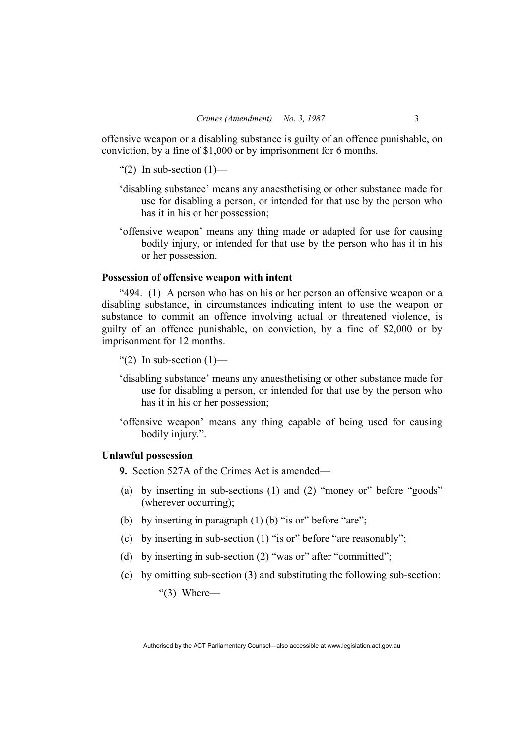offensive weapon or a disabling substance is guilty of an offence punishable, on conviction, by a fine of $1,000 or by imprisonment for 6 months.

"(2) In sub-section (1)—

'disabling substance' means any anaesthetising or other substance made for use for disabling a person, or intended for that use by the person who has it in his or her possession;

'offensive weapon' means any thing made or adapted for use for causing bodily injury, or intended for that use by the person who has it in his or her possession.

**Possession of offensive weapon with intent**

"494. (1) A person who has on his or her person an offensive weapon or a disabling substance, in circumstances indicating intent to use the weapon or substance to commit an offence involving actual or threatened violence, is guilty of an offence punishable, on conviction, by a fine of $2,000 or by imprisonment for 12 months.

"(2) In sub-section (1)—

'disabling substance' means any anaesthetising or other substance made for use for disabling a person, or intended for that use by the person who has it in his or her possession;

'offensive weapon' means any thing capable of being used for causing bodily injury.".

**Unlawful possession**

**9.** Section 527A of the Crimes Act is amended—

(a) by inserting in sub-sections (1) and (2) "money or" before "goods" (wherever occurring);

(b) by inserting in paragraph (1) (b) "is or" before "are";

(c) by inserting in sub-section (1) "is or" before "are reasonably";

(d) by inserting in sub-section (2) "was or" after "committed";

(e) by omitting sub-section (3) and substituting the following sub-section:

"(3) Where—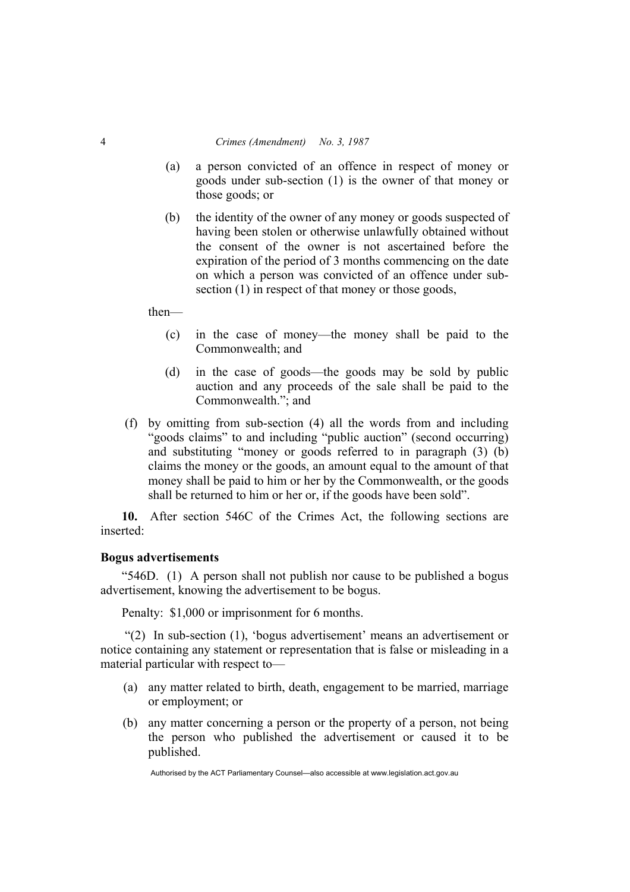(a) a person convicted of an offence in respect of money or goods under sub-section (1) is the owner of that money or those goods; or

(b) the identity of the owner of any money or goods suspected of having been stolen or otherwise unlawfully obtained without the consent of the owner is not ascertained before the expiration of the period of 3 months commencing on the date on which a person was convicted of an offence under sub-section (1) in respect of that money or those goods,

then—

(c) in the case of money—the money shall be paid to the Commonwealth; and

(d) in the case of goods—the goods may be sold by public auction and any proceeds of the sale shall be paid to the Commonwealth."; and

(f) by omitting from sub-section (4) all the words from and including "goods claims" to and including "public auction" (second occurring) and substituting "money or goods referred to in paragraph (3) (b) claims the money or the goods, an amount equal to the amount of that money shall be paid to him or her by the Commonwealth, or the goods shall be returned to him or her or, if the goods have been sold".

**10.** After section 546C of the Crimes Act, the following sections are inserted:

**Bogus advertisements**

"546D. (1) A person shall not publish nor cause to be published a bogus advertisement, knowing the advertisement to be bogus.

Penalty: $1,000 or imprisonment for 6 months.

"(2) In sub-section (1), 'bogus advertisement' means an advertisement or notice containing any statement or representation that is false or misleading in a material particular with respect to—

(a) any matter related to birth, death, engagement to be married, marriage or employment; or

(b) any matter concerning a person or the property of a person, not being the person who published the advertisement or caused it to be published.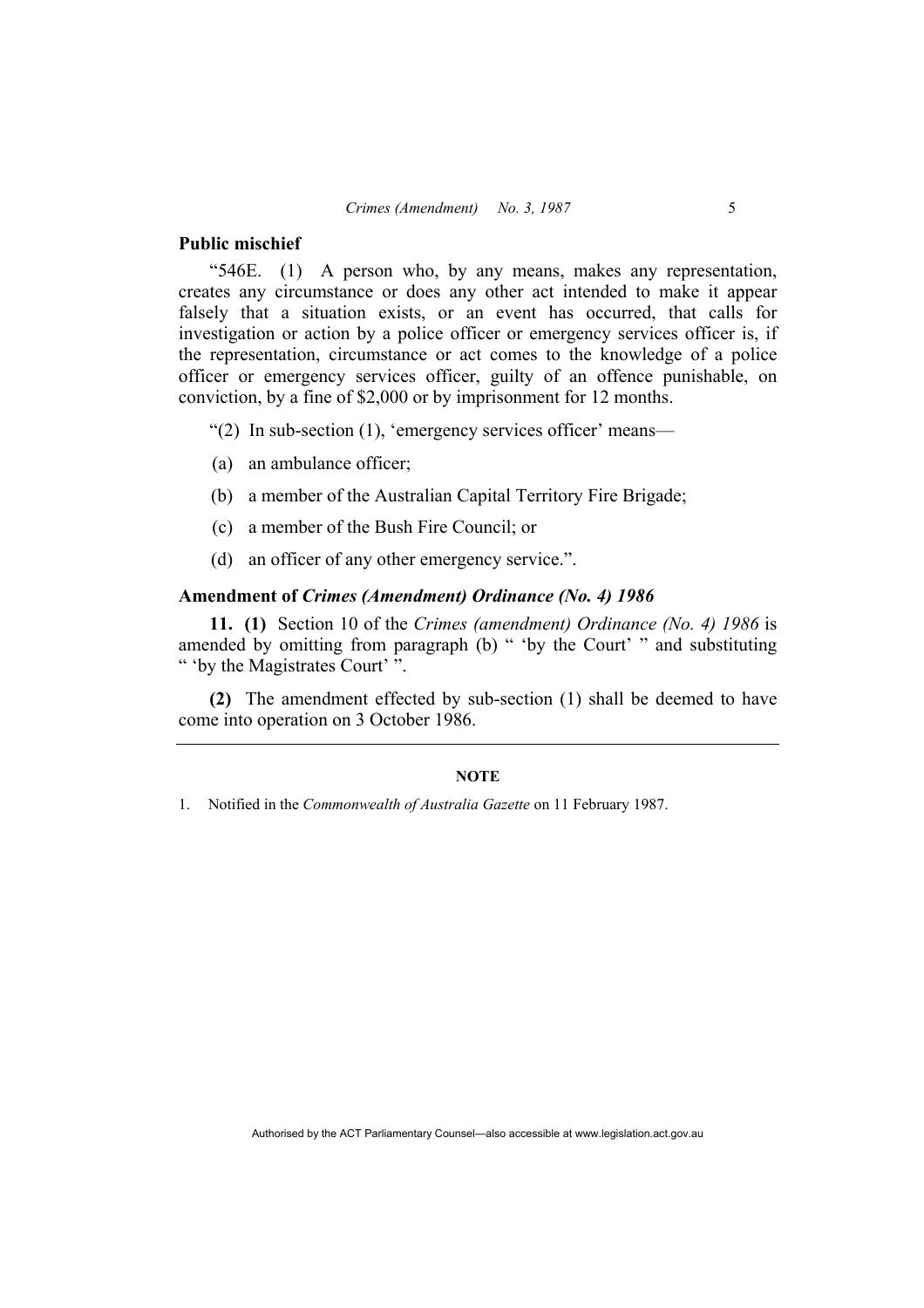**Public mischief**

"546E. (1) A person who, by any means, makes any representation, creates any circumstance or does any other act intended to make it appear falsely that a situation exists, or an event has occurred, that calls for investigation or action by a police officer or emergency services officer is, if the representation, circumstance or act comes to the knowledge of a police officer or emergency services officer, guilty of an offence punishable, on conviction, by a fine of $2,000 or by imprisonment for 12 months.

"(2) In sub-section (1), 'emergency services officer' means—

(a) an ambulance officer;

(b) a member of the Australian Capital Territory Fire Brigade;

(c) a member of the Bush Fire Council; or

(d) an officer of any other emergency service.".

**Amendment of *Crimes (Amendment) Ordinance (No. 4) 1986***

**11. (1)** Section 10 of the *Crimes (amendment) Ordinance (No. 4) 1986* is amended by omitting from paragraph (b) " 'by the Court' " and substituting " 'by the Magistrates Court' ".

**(2)** The amendment effected by sub-section (1) shall be deemed to have come into operation on 3 October 1986.

---

**NOTE**

1. Notified in the *Commonwealth of Australia Gazette* on 11 February 1987.